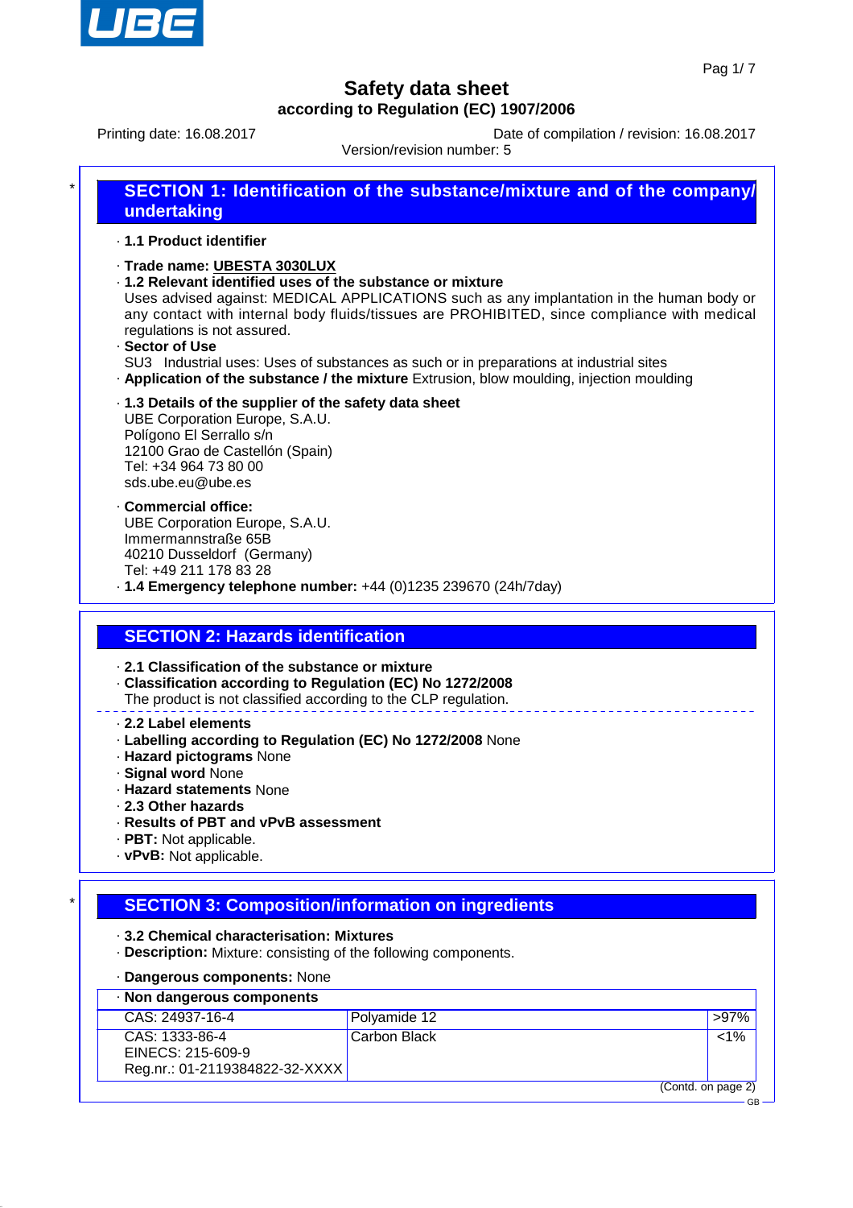# Safety data sheet
**according to Regulation (EC) 1907/2006**

Printing date: 16.08.2017    Date of compilation / revision: 16.08.2017

Version/revision number: 5

## SECTION 1: Identification of the substance/mixture and of the company/ undertaking

· **1.1 Product identifier**

· **Trade name: UBESTA 3030LUX**

· **1.2 Relevant identified uses of the substance or mixture**

Uses advised against: MEDICAL APPLICATIONS such as any implantation in the human body or any contact with internal body fluids/tissues are PROHIBITED, since compliance with medical regulations is not assured.

· **Sector of Use**

SU3 Industrial uses: Uses of substances as such or in preparations at industrial sites

· **Application of the substance / the mixture** Extrusion, blow moulding, injection moulding

· **1.3 Details of the supplier of the safety data sheet**

UBE Corporation Europe, S.A.U.
Polígono El Serrallo s/n
12100 Grao de Castellón (Spain)
Tel: +34 964 73 80 00
sds.ube.eu@ube.es

· **Commercial office:**

UBE Corporation Europe, S.A.U.
Immermannstraße 65B
40210 Dusseldorf (Germany)
Tel: +49 211 178 83 28

· **1.4 Emergency telephone number:** +44 (0)1235 239670 (24h/7day)

## SECTION 2: Hazards identification

· **2.1 Classification of the substance or mixture**

· **Classification according to Regulation (EC) No 1272/2008**

The product is not classified according to the CLP regulation.

· **2.2 Label elements**

· **Labelling according to Regulation (EC) No 1272/2008** None

· **Hazard pictograms** None

· **Signal word** None

· **Hazard statements** None

· **2.3 Other hazards**

· **Results of PBT and vPvB assessment**

· **PBT:** Not applicable.

· **vPvB:** Not applicable.

## SECTION 3: Composition/information on ingredients

· **3.2 Chemical characterisation: Mixtures**

· **Description:** Mixture: consisting of the following components.

· **Dangerous components:** None

· **Non dangerous components**

| | | |
|---|---|---|
| CAS: 24937-16-4 | Polyamide 12 | >97% |
| CAS: 1333-86-4<br>EINECS: 215-609-9<br>Reg.nr.: 01-2119384822-32-XXXX | Carbon Black | <1% |

(Contd. on page 2)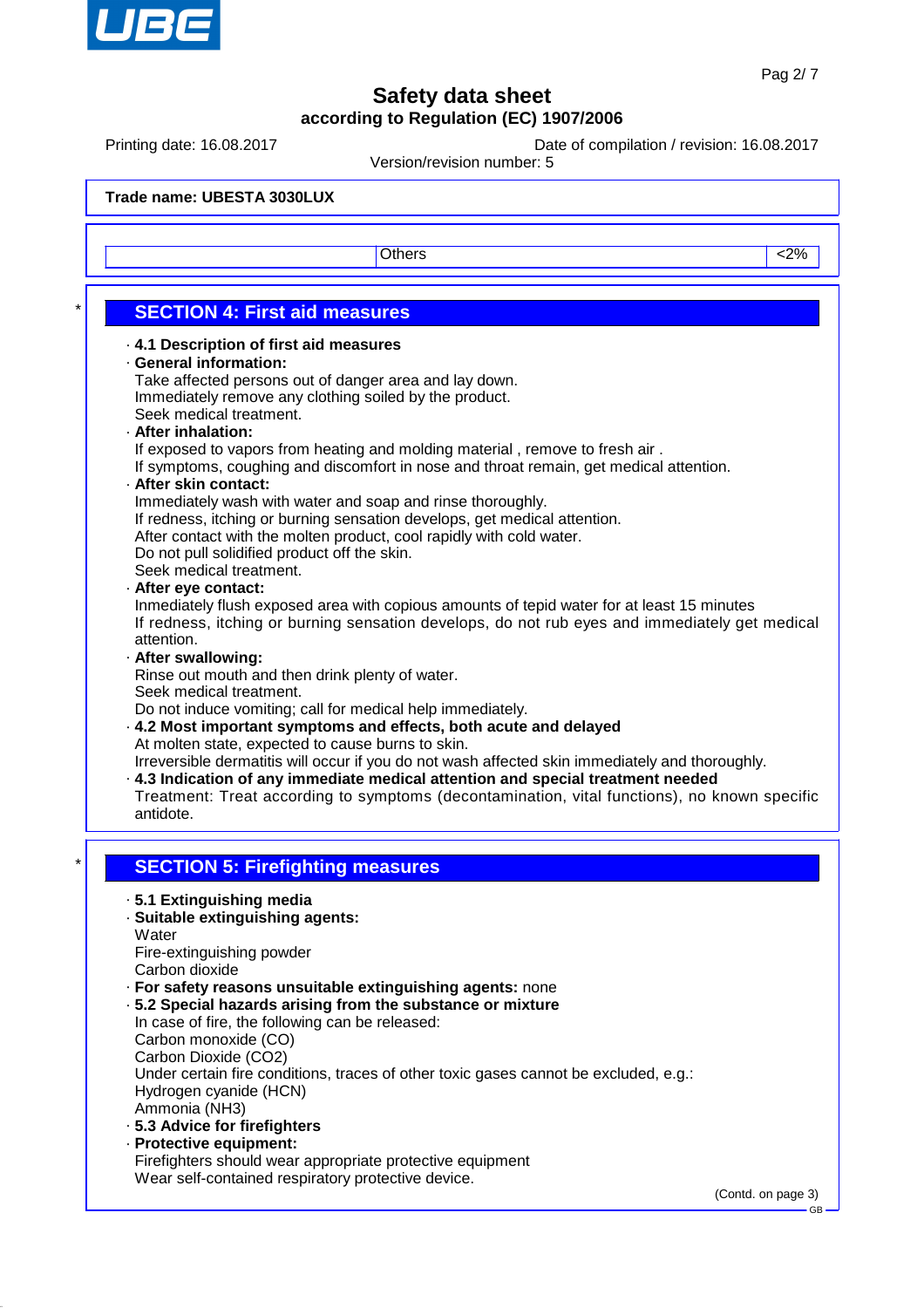Trade name: UBESTA 3030LUX

| | Others | <2% |
|---|---|---|

## SECTION 4: First aid measures

· **4.1 Description of first aid measures**

· **General information:**
Take affected persons out of danger area and lay down.
Immediately remove any clothing soiled by the product.
Seek medical treatment.

· **After inhalation:**
If exposed to vapors from heating and molding material , remove to fresh air .
If symptoms, coughing and discomfort in nose and throat remain, get medical attention.

· **After skin contact:**
Immediately wash with water and soap and rinse thoroughly.
If redness, itching or burning sensation develops, get medical attention.
After contact with the molten product, cool rapidly with cold water.
Do not pull solidified product off the skin.
Seek medical treatment.

· **After eye contact:**
Inmediately flush exposed area with copious amounts of tepid water for at least 15 minutes
If redness, itching or burning sensation develops, do not rub eyes and immediately get medical attention.

· **After swallowing:**
Rinse out mouth and then drink plenty of water.
Seek medical treatment.
Do not induce vomiting; call for medical help immediately.

· **4.2 Most important symptoms and effects, both acute and delayed**
At molten state, expected to cause burns to skin.
Irreversible dermatitis will occur if you do not wash affected skin immediately and thoroughly.

· **4.3 Indication of any immediate medical attention and special treatment needed**
Treatment: Treat according to symptoms (decontamination, vital functions), no known specific antidote.

## SECTION 5: Firefighting measures

· **5.1 Extinguishing media**

· **Suitable extinguishing agents:**
Water
Fire-extinguishing powder
Carbon dioxide

· **For safety reasons unsuitable extinguishing agents:** none

· **5.2 Special hazards arising from the substance or mixture**
In case of fire, the following can be released:
Carbon monoxide (CO)
Carbon Dioxide ($CO_2$)
Under certain fire conditions, traces of other toxic gases cannot be excluded, e.g.:
Hydrogen cyanide (HCN)
Ammonia ($NH_3$)

· **5.3 Advice for firefighters**

· **Protective equipment:**
Firefighters should wear appropriate protective equipment
Wear self-contained respiratory protective device.

(Contd. on page 3)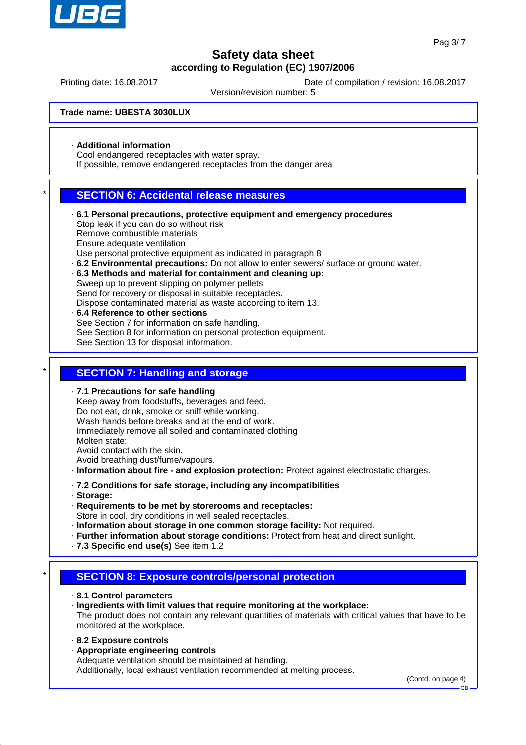**Trade name: UBESTA 3030LUX**

· **Additional information**
Cool endangered receptacles with water spray.
If possible, remove endangered receptacles from the danger area

## SECTION 6: Accidental release measures

· **6.1 Personal precautions, protective equipment and emergency procedures**
Stop leak if you can do so without risk
Remove combustible materials
Ensure adequate ventilation
Use personal protective equipment as indicated in paragraph 8
· **6.2 Environmental precautions:** Do not allow to enter sewers/ surface or ground water.
· **6.3 Methods and material for containment and cleaning up:**
Sweep up to prevent slipping on polymer pellets
Send for recovery or disposal in suitable receptacles.
Dispose contaminated material as waste according to item 13.
· **6.4 Reference to other sections**
See Section 7 for information on safe handling.
See Section 8 for information on personal protection equipment.
See Section 13 for disposal information.

## SECTION 7: Handling and storage

· **7.1 Precautions for safe handling**
Keep away from foodstuffs, beverages and feed.
Do not eat, drink, smoke or sniff while working.
Wash hands before breaks and at the end of work.
Immediately remove all soiled and contaminated clothing
Molten state:
Avoid contact with the skin.
Avoid breathing dust/fume/vapours.
· **Information about fire - and explosion protection:** Protect against electrostatic charges.

· **7.2 Conditions for safe storage, including any incompatibilities**
· **Storage:**
· **Requirements to be met by storerooms and receptacles:**
Store in cool, dry conditions in well sealed receptacles.
· **Information about storage in one common storage facility:** Not required.
· **Further information about storage conditions:** Protect from heat and direct sunlight.
· **7.3 Specific end use(s)** See item 1.2

## SECTION 8: Exposure controls/personal protection

· **8.1 Control parameters**
· **Ingredients with limit values that require monitoring at the workplace:**
The product does not contain any relevant quantities of materials with critical values that have to be monitored at the workplace.

· **8.2 Exposure controls**
· **Appropriate engineering controls**
Adequate ventilation should be maintained at handing.
Additionally, local exhaust ventilation recommended at melting process.

(Contd. on page 4)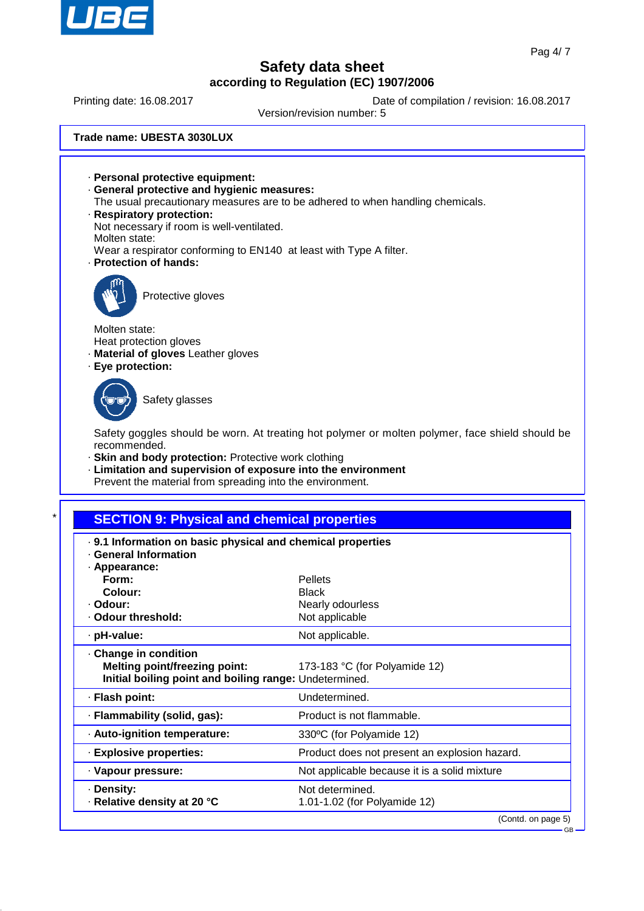**Trade name: UBESTA 3030LUX**

· **Personal protective equipment:**
· **General protective and hygienic measures:**
The usual precautionary measures are to be adhered to when handling chemicals.
· **Respiratory protection:**
Not necessary if room is well-ventilated.
Molten state:
Wear a respirator conforming to EN140 at least with Type A filter.
· **Protection of hands:**

Protective gloves

Molten state:
Heat protection gloves
· **Material of gloves** Leather gloves
· **Eye protection:**

Safety glasses

Safety goggles should be worn. At treating hot polymer or molten polymer, face shield should be recommended.
· **Skin and body protection:** Protective work clothing
· **Limitation and supervision of exposure into the environment**
Prevent the material from spreading into the environment.

\*

## SECTION 9: Physical and chemical properties

· **9.1 Information on basic physical and chemical properties**
· **General Information**
· **Appearance:**

| | |
|---|---|
| **Form:** | Pellets |
| **Colour:** | Black |
| · **Odour:** | Nearly odourless |
| · **Odour threshold:** | Not applicable |
| · **pH-value:** | Not applicable. |
| · **Change in condition** | |
| **Melting point/freezing point:** | 173-183 °C (for Polyamide 12) |
| **Initial boiling point and boiling range:** | Undetermined. |
| · **Flash point:** | Undetermined. |
| · **Flammability (solid, gas):** | Product is not flammable. |
| · **Auto-ignition temperature:** | 330ºC (for Polyamide 12) |
| · **Explosive properties:** | Product does not present an explosion hazard. |
| · **Vapour pressure:** | Not applicable because it is a solid mixture |
| · **Density:** | Not determined. |
| · **Relative density at 20 °C** | 1.01-1.02 (for Polyamide 12) |

(Contd. on page 5)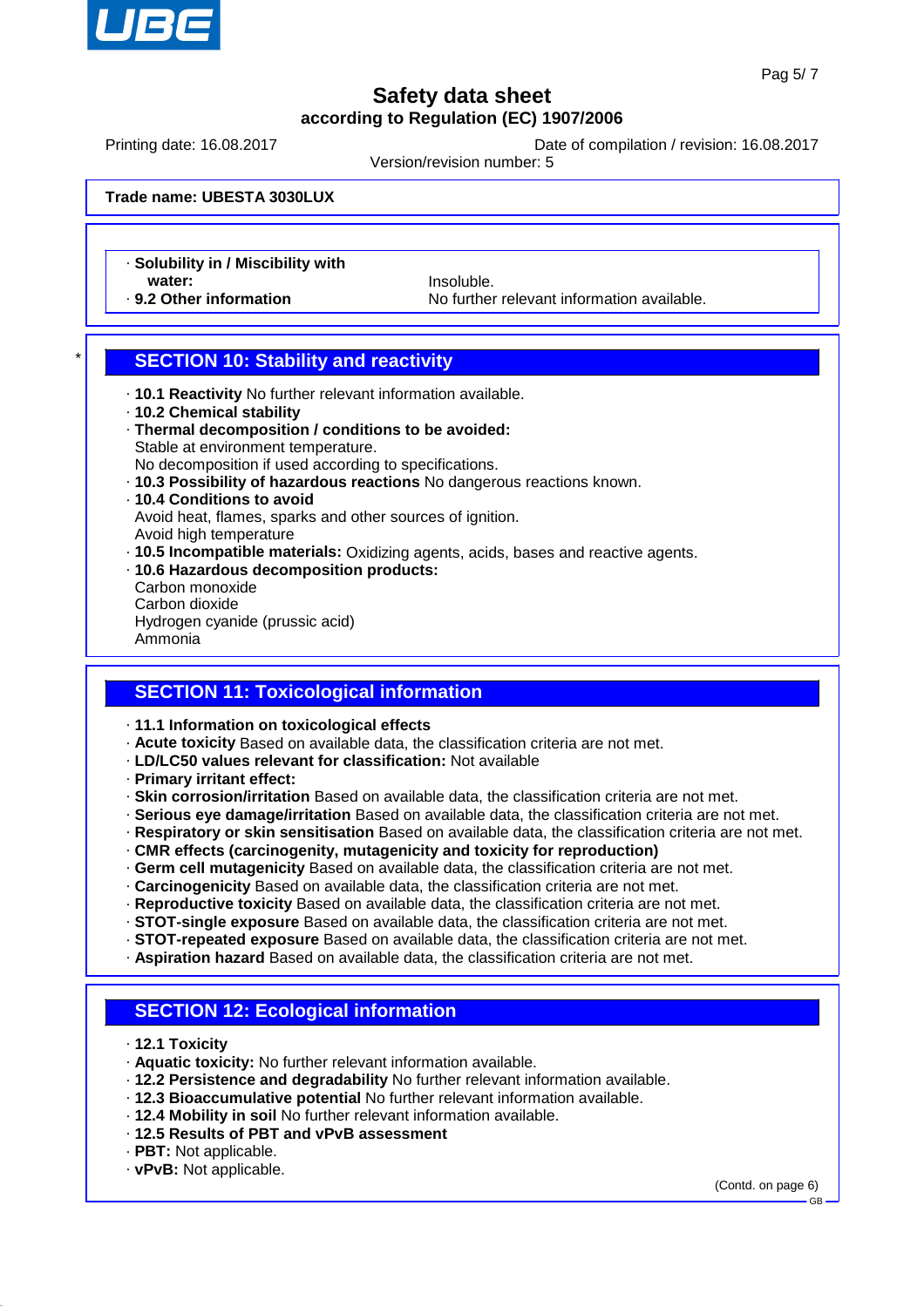**Trade name: UBESTA 3030LUX**

| | |
|---|---|
| · **Solubility in / Miscibility with water:** | Insoluble. |
| · **9.2 Other information** | No further relevant information available. |

\*

## SECTION 10: Stability and reactivity

· **10.1 Reactivity** No further relevant information available.
· **10.2 Chemical stability**
· **Thermal decomposition / conditions to be avoided:**
Stable at environment temperature.
No decomposition if used according to specifications.
· **10.3 Possibility of hazardous reactions** No dangerous reactions known.
· **10.4 Conditions to avoid**
Avoid heat, flames, sparks and other sources of ignition.
Avoid high temperature
· **10.5 Incompatible materials:** Oxidizing agents, acids, bases and reactive agents.
· **10.6 Hazardous decomposition products:**
Carbon monoxide
Carbon dioxide
Hydrogen cyanide (prussic acid)
Ammonia

## SECTION 11: Toxicological information

· **11.1 Information on toxicological effects**
· **Acute toxicity** Based on available data, the classification criteria are not met.
· **LD/LC50 values relevant for classification:** Not available
· **Primary irritant effect:**
· **Skin corrosion/irritation** Based on available data, the classification criteria are not met.
· **Serious eye damage/irritation** Based on available data, the classification criteria are not met.
· **Respiratory or skin sensitisation** Based on available data, the classification criteria are not met.
· **CMR effects (carcinogenity, mutagenicity and toxicity for reproduction)**
· **Germ cell mutagenicity** Based on available data, the classification criteria are not met.
· **Carcinogenicity** Based on available data, the classification criteria are not met.
· **Reproductive toxicity** Based on available data, the classification criteria are not met.
· **STOT-single exposure** Based on available data, the classification criteria are not met.
· **STOT-repeated exposure** Based on available data, the classification criteria are not met.
· **Aspiration hazard** Based on available data, the classification criteria are not met.

## SECTION 12: Ecological information

· **12.1 Toxicity**
· **Aquatic toxicity:** No further relevant information available.
· **12.2 Persistence and degradability** No further relevant information available.
· **12.3 Bioaccumulative potential** No further relevant information available.
· **12.4 Mobility in soil** No further relevant information available.
· **12.5 Results of PBT and vPvB assessment**
· **PBT:** Not applicable.
· **vPvB:** Not applicable.

(Contd. on page 6)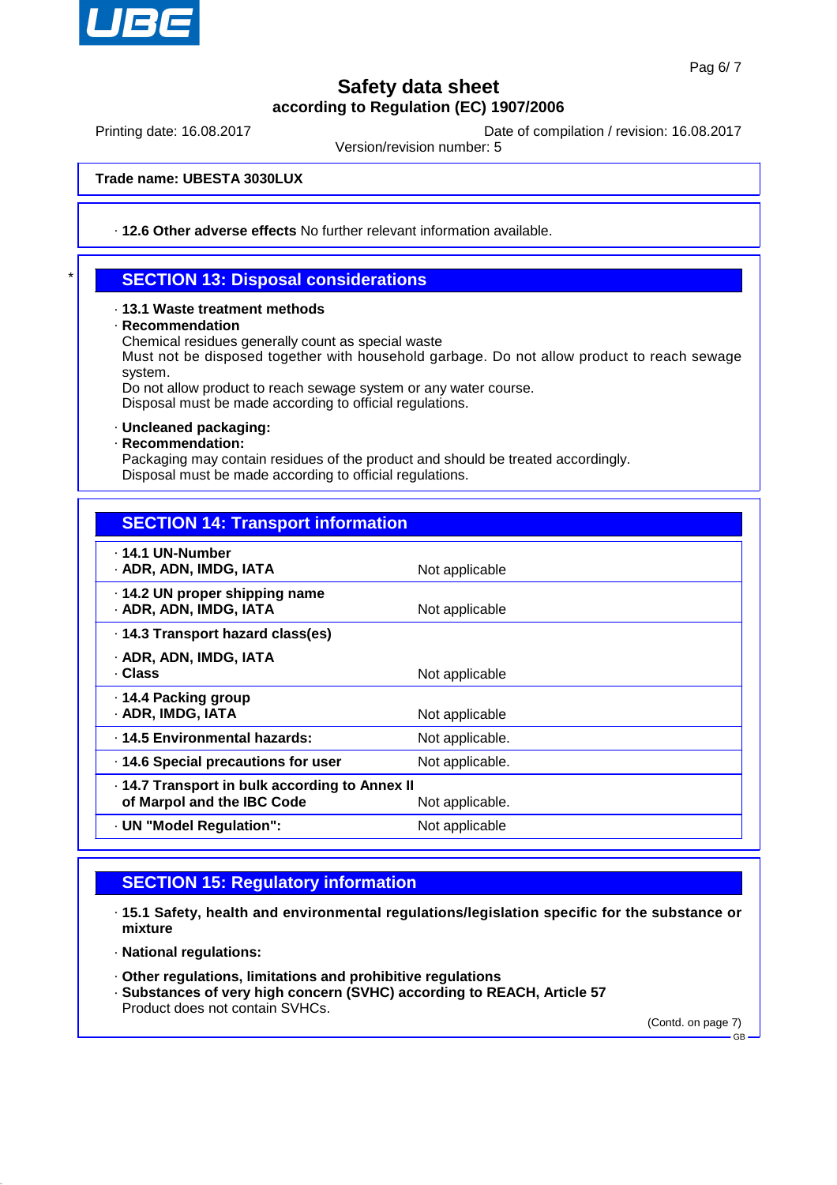**Trade name: UBESTA 3030LUX**

· **12.6 Other adverse effects** No further relevant information available.

## SECTION 13: Disposal considerations

· **13.1 Waste treatment methods**
· **Recommendation**
Chemical residues generally count as special waste
Must not be disposed together with household garbage. Do not allow product to reach sewage system.
Do not allow product to reach sewage system or any water course.
Disposal must be made according to official regulations.

· **Uncleaned packaging:**
· **Recommendation:**
Packaging may contain residues of the product and should be treated accordingly.
Disposal must be made according to official regulations.

## SECTION 14: Transport information

| | |
|---|---|
| · **14.1 UN-Number** | |
| · **ADR, ADN, IMDG, IATA** | Not applicable |
| · **14.2 UN proper shipping name** | |
| · **ADR, ADN, IMDG, IATA** | Not applicable |
| · **14.3 Transport hazard class(es)** | |
| · **ADR, ADN, IMDG, IATA** | |
| · **Class** | Not applicable |
| · **14.4 Packing group** | |
| · **ADR, IMDG, IATA** | Not applicable |
| · **14.5 Environmental hazards:** | Not applicable. |
| · **14.6 Special precautions for user** | Not applicable. |
| · **14.7 Transport in bulk according to Annex II of Marpol and the IBC Code** | Not applicable. |
| · **UN "Model Regulation":** | Not applicable |

## SECTION 15: Regulatory information

· **15.1 Safety, health and environmental regulations/legislation specific for the substance or mixture**

· **National regulations:**

· **Other regulations, limitations and prohibitive regulations**
· **Substances of very high concern (SVHC) according to REACH, Article 57**
Product does not contain SVHCs.

(Contd. on page 7)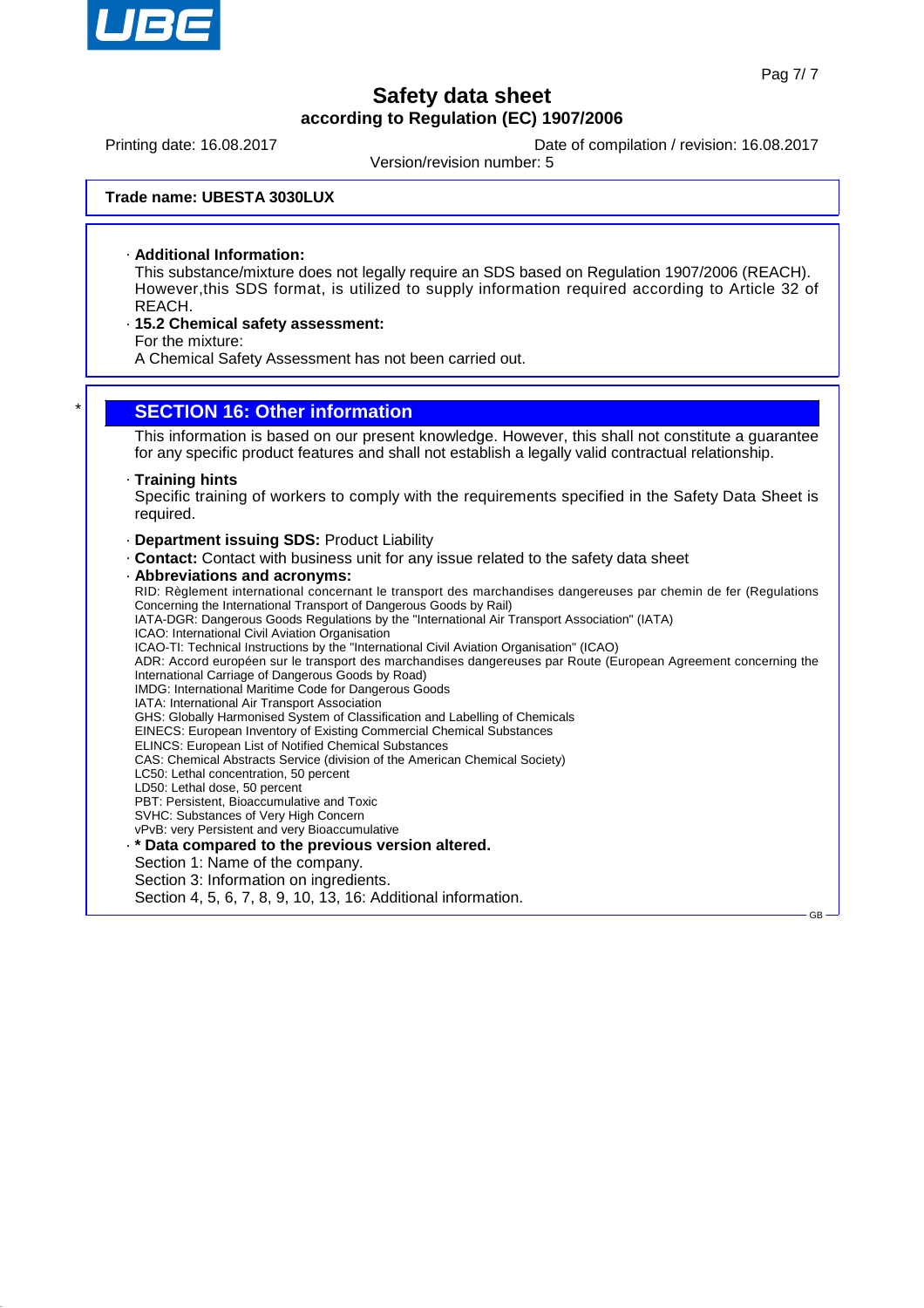**Trade name: UBESTA 3030LUX**

· **Additional Information:**
This substance/mixture does not legally require an SDS based on Regulation 1907/2006 (REACH). However,this SDS format, is utilized to supply information required according to Article 32 of REACH.

· **15.2 Chemical safety assessment:**
For the mixture:
A Chemical Safety Assessment has not been carried out.

## * SECTION 16: Other information

This information is based on our present knowledge. However, this shall not constitute a guarantee for any specific product features and shall not establish a legally valid contractual relationship.

· **Training hints**
Specific training of workers to comply with the requirements specified in the Safety Data Sheet is required.

· **Department issuing SDS:** Product Liability
· **Contact:** Contact with business unit for any issue related to the safety data sheet
· **Abbreviations and acronyms:**
RID: Règlement international concernant le transport des marchandises dangereuses par chemin de fer (Regulations Concerning the International Transport of Dangerous Goods by Rail)
IATA-DGR: Dangerous Goods Regulations by the "International Air Transport Association" (IATA)
ICAO: International Civil Aviation Organisation
ICAO-TI: Technical Instructions by the "International Civil Aviation Organisation" (ICAO)
ADR: Accord européen sur le transport des marchandises dangereuses par Route (European Agreement concerning the International Carriage of Dangerous Goods by Road)
IMDG: International Maritime Code for Dangerous Goods
IATA: International Air Transport Association
GHS: Globally Harmonised System of Classification and Labelling of Chemicals
EINECS: European Inventory of Existing Commercial Chemical Substances
ELINCS: European List of Notified Chemical Substances
CAS: Chemical Abstracts Service (division of the American Chemical Society)
LC50: Lethal concentration, 50 percent
LD50: Lethal dose, 50 percent
PBT: Persistent, Bioaccumulative and Toxic
SVHC: Substances of Very High Concern
vPvB: very Persistent and very Bioaccumulative

· **\* Data compared to the previous version altered.**
Section 1: Name of the company.
Section 3: Information on ingredients.
Section 4, 5, 6, 7, 8, 9, 10, 13, 16: Additional information.